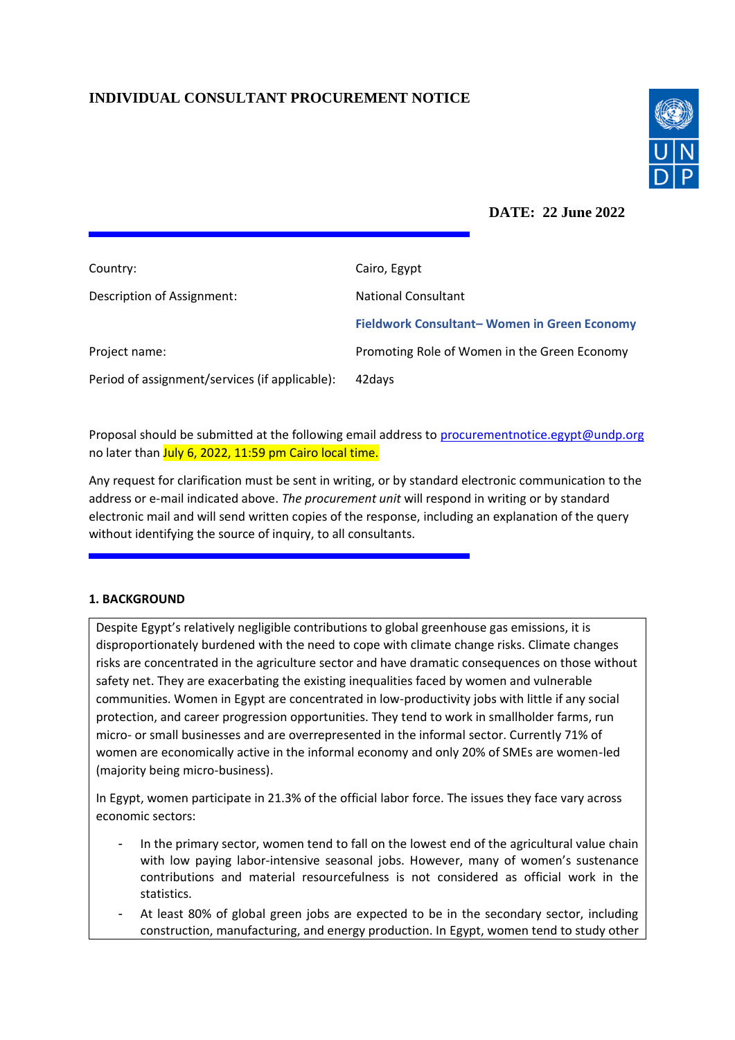# INDIVIDUAL CONSULTANT PROCUREMENT NOTICE

**DATE: 22 June 2022**

| | |
|---|---|
| Country: | Cairo, Egypt |
| Description of Assignment: | National Consultant |
| | **Fieldwork Consultant– Women in Green Economy** |
| Project name: | Promoting Role of Women in the Green Economy |
| Period of assignment/services (if applicable): | 42days |

Proposal should be submitted at the following email address to procurementnotice.egypt@undp.org no later than July 6, 2022, 11:59 pm Cairo local time.

Any request for clarification must be sent in writing, or by standard electronic communication to the address or e-mail indicated above. *The procurement unit* will respond in writing or by standard electronic mail and will send written copies of the response, including an explanation of the query without identifying the source of inquiry, to all consultants.

## 1. BACKGROUND

Despite Egypt's relatively negligible contributions to global greenhouse gas emissions, it is disproportionately burdened with the need to cope with climate change risks. Climate changes risks are concentrated in the agriculture sector and have dramatic consequences on those without safety net. They are exacerbating the existing inequalities faced by women and vulnerable communities. Women in Egypt are concentrated in low-productivity jobs with little if any social protection, and career progression opportunities. They tend to work in smallholder farms, run micro- or small businesses and are overrepresented in the informal sector. Currently 71% of women are economically active in the informal economy and only 20% of SMEs are women-led (majority being micro-business).

In Egypt, women participate in 21.3% of the official labor force. The issues they face vary across economic sectors:

- In the primary sector, women tend to fall on the lowest end of the agricultural value chain with low paying labor-intensive seasonal jobs. However, many of women's sustenance contributions and material resourcefulness is not considered as official work in the statistics.
- At least 80% of global green jobs are expected to be in the secondary sector, including construction, manufacturing, and energy production. In Egypt, women tend to study other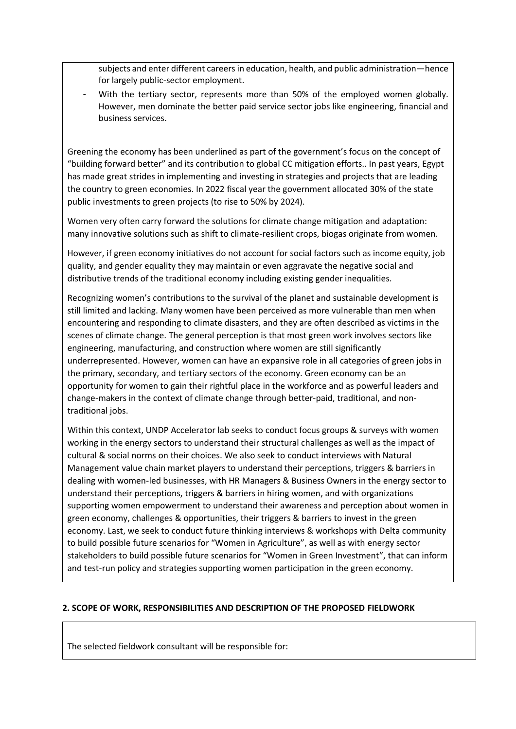subjects and enter different careers in education, health, and public administration—hence for largely public-sector employment.

- With the tertiary sector, represents more than 50% of the employed women globally. However, men dominate the better paid service sector jobs like engineering, financial and business services.

Greening the economy has been underlined as part of the government's focus on the concept of "building forward better" and its contribution to global CC mitigation efforts.. In past years, Egypt has made great strides in implementing and investing in strategies and projects that are leading the country to green economies. In 2022 fiscal year the government allocated 30% of the state public investments to green projects (to rise to 50% by 2024).

Women very often carry forward the solutions for climate change mitigation and adaptation: many innovative solutions such as shift to climate-resilient crops, biogas originate from women.

However, if green economy initiatives do not account for social factors such as income equity, job quality, and gender equality they may maintain or even aggravate the negative social and distributive trends of the traditional economy including existing gender inequalities.

Recognizing women's contributions to the survival of the planet and sustainable development is still limited and lacking. Many women have been perceived as more vulnerable than men when encountering and responding to climate disasters, and they are often described as victims in the scenes of climate change. The general perception is that most green work involves sectors like engineering, manufacturing, and construction where women are still significantly underrepresented. However, women can have an expansive role in all categories of green jobs in the primary, secondary, and tertiary sectors of the economy. Green economy can be an opportunity for women to gain their rightful place in the workforce and as powerful leaders and change-makers in the context of climate change through better-paid, traditional, and non-traditional jobs.

Within this context, UNDP Accelerator lab seeks to conduct focus groups & surveys with women working in the energy sectors to understand their structural challenges as well as the impact of cultural & social norms on their choices. We also seek to conduct interviews with Natural Management value chain market players to understand their perceptions, triggers & barriers in dealing with women-led businesses, with HR Managers & Business Owners in the energy sector to understand their perceptions, triggers & barriers in hiring women, and with organizations supporting women empowerment to understand their awareness and perception about women in green economy, challenges & opportunities, their triggers & barriers to invest in the green economy. Last, we seek to conduct future thinking interviews & workshops with Delta community to build possible future scenarios for "Women in Agriculture", as well as with energy sector stakeholders to build possible future scenarios for "Women in Green Investment", that can inform and test-run policy and strategies supporting women participation in the green economy.

## 2. SCOPE OF WORK, RESPONSIBILITIES AND DESCRIPTION OF THE PROPOSED FIELDWORK

The selected fieldwork consultant will be responsible for: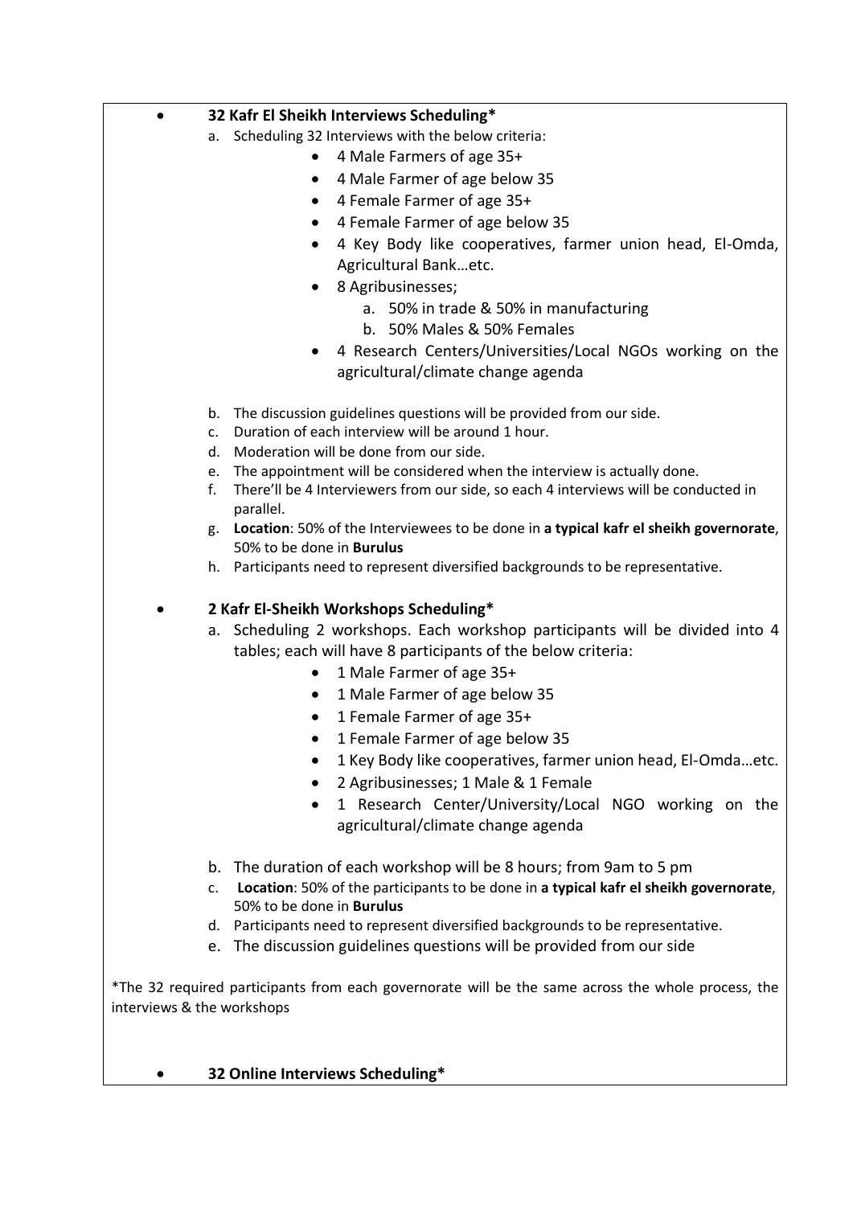- **32 Kafr El Sheikh Interviews Scheduling***
  a. Scheduling 32 Interviews with the below criteria:
     - 4 Male Farmers of age 35+
     - 4 Male Farmer of age below 35
     - 4 Female Farmer of age 35+
     - 4 Female Farmer of age below 35
     - 4 Key Body like cooperatives, farmer union head, El-Omda, Agricultural Bank…etc.
     - 8 Agribusinesses;
       a. 50% in trade & 50% in manufacturing
       b. 50% Males & 50% Females
     - 4 Research Centers/Universities/Local NGOs working on the agricultural/climate change agenda

  b. The discussion guidelines questions will be provided from our side.
  c. Duration of each interview will be around 1 hour.
  d. Moderation will be done from our side.
  e. The appointment will be considered when the interview is actually done.
  f. There'll be 4 Interviewers from our side, so each 4 interviews will be conducted in parallel.
  g. **Location**: 50% of the Interviewees to be done in **a typical kafr el sheikh governorate**, 50% to be done in **Burulus**
  h. Participants need to represent diversified backgrounds to be representative.

- **2 Kafr El-Sheikh Workshops Scheduling***
  a. Scheduling 2 workshops. Each workshop participants will be divided into 4 tables; each will have 8 participants of the below criteria:
     - 1 Male Farmer of age 35+
     - 1 Male Farmer of age below 35
     - 1 Female Farmer of age 35+
     - 1 Female Farmer of age below 35
     - 1 Key Body like cooperatives, farmer union head, El-Omda…etc.
     - 2 Agribusinesses; 1 Male & 1 Female
     - 1 Research Center/University/Local NGO working on the agricultural/climate change agenda

  b. The duration of each workshop will be 8 hours; from 9am to 5 pm
  c. **Location**: 50% of the participants to be done in **a typical kafr el sheikh governorate**, 50% to be done in **Burulus**
  d. Participants need to represent diversified backgrounds to be representative.
  e. The discussion guidelines questions will be provided from our side

*The 32 required participants from each governorate will be the same across the whole process, the interviews & the workshops

- **32 Online Interviews Scheduling***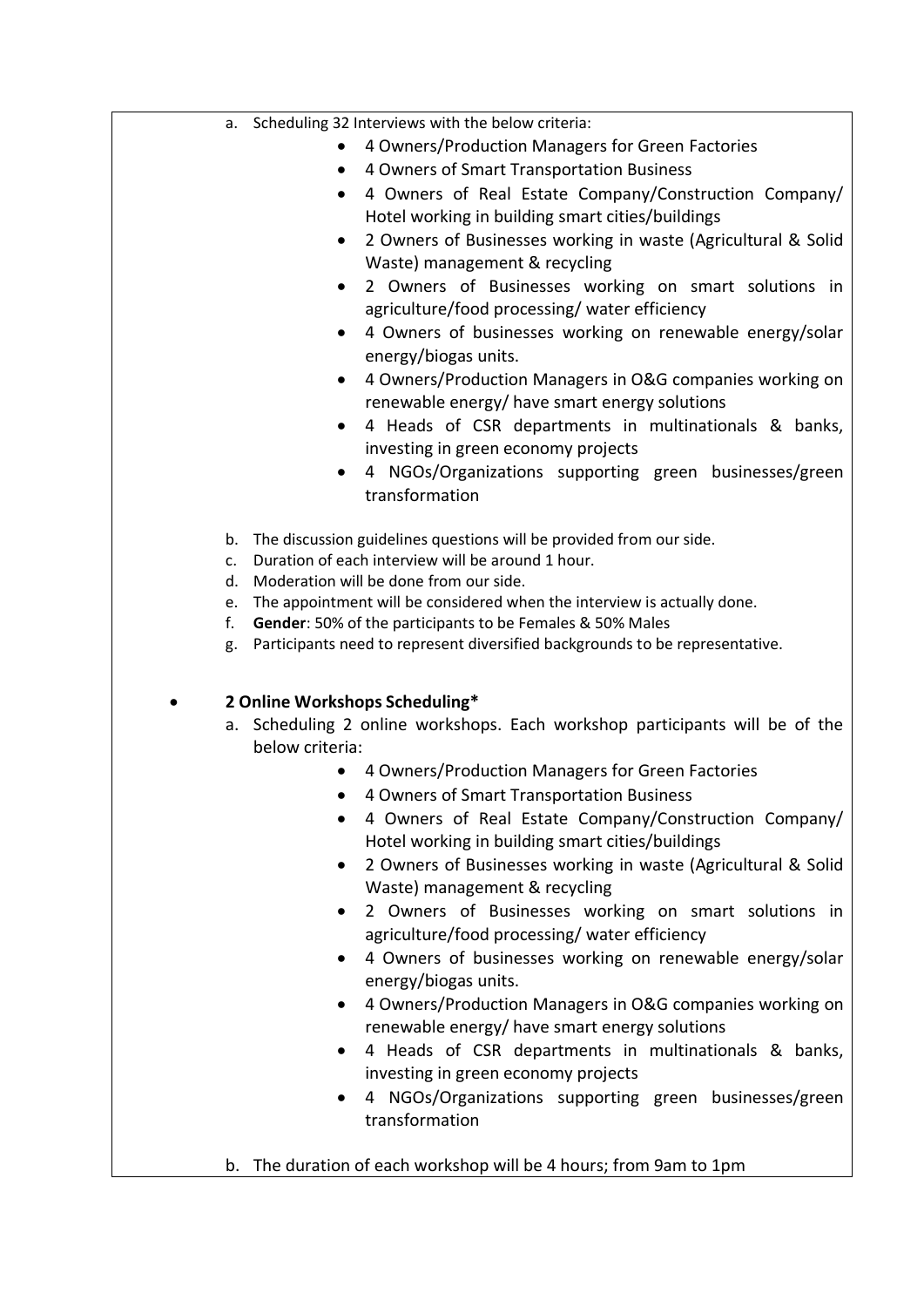a. Scheduling 32 Interviews with the below criteria:
    - 4 Owners/Production Managers for Green Factories
    - 4 Owners of Smart Transportation Business
    - 4 Owners of Real Estate Company/Construction Company/ Hotel working in building smart cities/buildings
    - 2 Owners of Businesses working in waste (Agricultural & Solid Waste) management & recycling
    - 2 Owners of Businesses working on smart solutions in agriculture/food processing/ water efficiency
    - 4 Owners of businesses working on renewable energy/solar energy/biogas units.
    - 4 Owners/Production Managers in O&G companies working on renewable energy/ have smart energy solutions
    - 4 Heads of CSR departments in multinationals & banks, investing in green economy projects
    - 4 NGOs/Organizations supporting green businesses/green transformation

b. The discussion guidelines questions will be provided from our side.
c. Duration of each interview will be around 1 hour.
d. Moderation will be done from our side.
e. The appointment will be considered when the interview is actually done.
f. **Gender**: 50% of the participants to be Females & 50% Males
g. Participants need to represent diversified backgrounds to be representative.

- **2 Online Workshops Scheduling***
    a. Scheduling 2 online workshops. Each workshop participants will be of the below criteria:
        - 4 Owners/Production Managers for Green Factories
        - 4 Owners of Smart Transportation Business
        - 4 Owners of Real Estate Company/Construction Company/ Hotel working in building smart cities/buildings
        - 2 Owners of Businesses working in waste (Agricultural & Solid Waste) management & recycling
        - 2 Owners of Businesses working on smart solutions in agriculture/food processing/ water efficiency
        - 4 Owners of businesses working on renewable energy/solar energy/biogas units.
        - 4 Owners/Production Managers in O&G companies working on renewable energy/ have smart energy solutions
        - 4 Heads of CSR departments in multinationals & banks, investing in green economy projects
        - 4 NGOs/Organizations supporting green businesses/green transformation

    b. The duration of each workshop will be 4 hours; from 9am to 1pm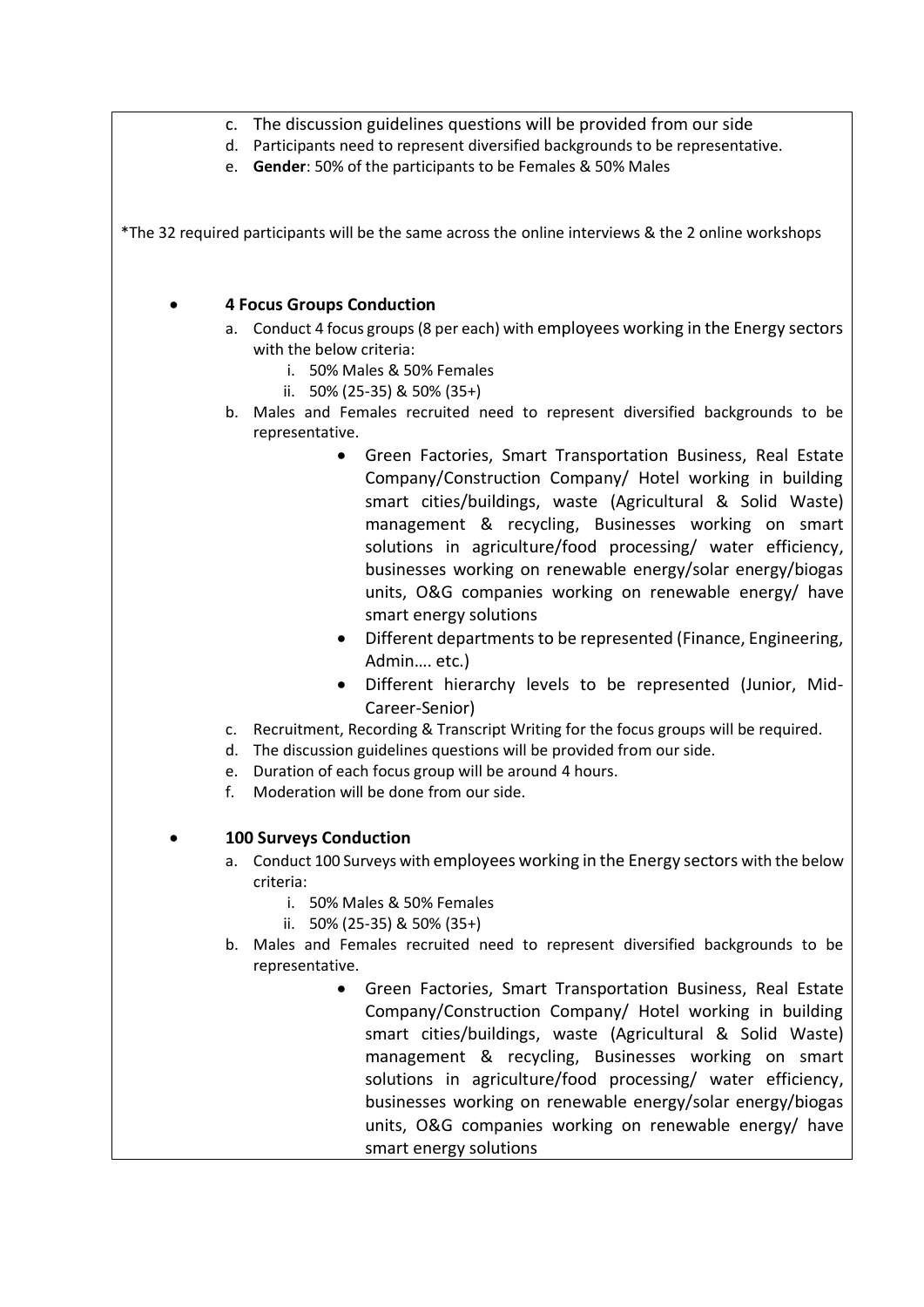c. The discussion guidelines questions will be provided from our side
d. Participants need to represent diversified backgrounds to be representative.
e. **Gender**: 50% of the participants to be Females & 50% Males

*The 32 required participants will be the same across the online interviews & the 2 online workshops

- **4 Focus Groups Conduction**
  a. Conduct 4 focus groups (8 per each) with employees working in the Energy sectors with the below criteria:
     i. 50% Males & 50% Females
     ii. 50% (25-35) & 50% (35+)
  b. Males and Females recruited need to represent diversified backgrounds to be representative.
     - Green Factories, Smart Transportation Business, Real Estate Company/Construction Company/ Hotel working in building smart cities/buildings, waste (Agricultural & Solid Waste) management & recycling, Businesses working on smart solutions in agriculture/food processing/ water efficiency, businesses working on renewable energy/solar energy/biogas units, O&G companies working on renewable energy/ have smart energy solutions
     - Different departments to be represented (Finance, Engineering, Admin…. etc.)
     - Different hierarchy levels to be represented (Junior, Mid-Career-Senior)
  c. Recruitment, Recording & Transcript Writing for the focus groups will be required.
  d. The discussion guidelines questions will be provided from our side.
  e. Duration of each focus group will be around 4 hours.
  f. Moderation will be done from our side.

- **100 Surveys Conduction**
  a. Conduct 100 Surveys with employees working in the Energy sectors with the below criteria:
     i. 50% Males & 50% Females
     ii. 50% (25-35) & 50% (35+)
  b. Males and Females recruited need to represent diversified backgrounds to be representative.
     - Green Factories, Smart Transportation Business, Real Estate Company/Construction Company/ Hotel working in building smart cities/buildings, waste (Agricultural & Solid Waste) management & recycling, Businesses working on smart solutions in agriculture/food processing/ water efficiency, businesses working on renewable energy/solar energy/biogas units, O&G companies working on renewable energy/ have smart energy solutions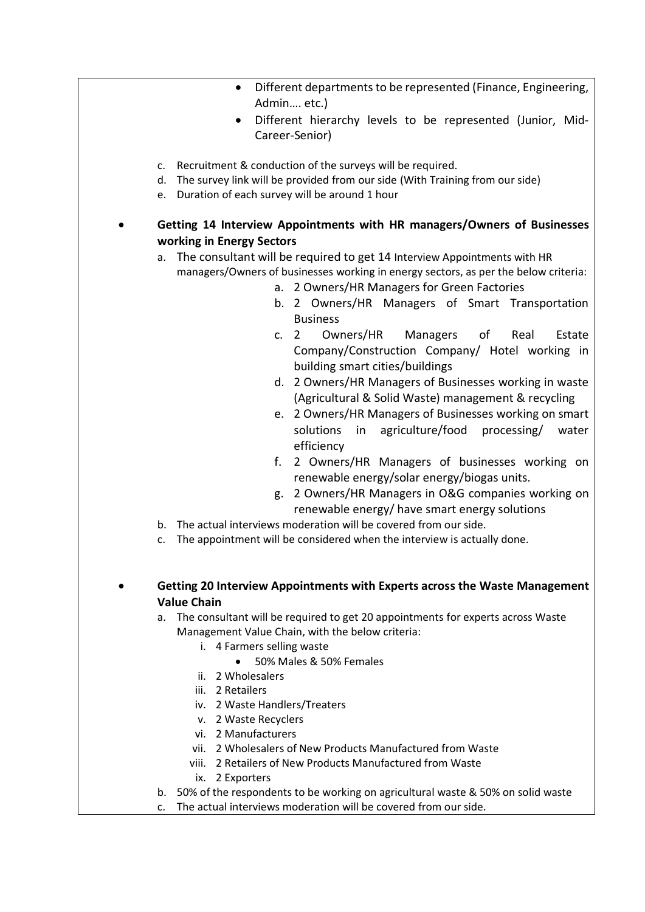- Different departments to be represented (Finance, Engineering, Admin…. etc.)
- Different hierarchy levels to be represented (Junior, Mid-Career-Senior)

c. Recruitment & conduction of the surveys will be required.
d. The survey link will be provided from our side (With Training from our side)
e. Duration of each survey will be around 1 hour

- **Getting 14 Interview Appointments with HR managers/Owners of Businesses working in Energy Sectors**
  a. The consultant will be required to get 14 Interview Appointments with HR managers/Owners of businesses working in energy sectors, as per the below criteria:
     a. 2 Owners/HR Managers for Green Factories
     b. 2 Owners/HR Managers of Smart Transportation Business
     c. 2 Owners/HR Managers of Real Estate Company/Construction Company/ Hotel working in building smart cities/buildings
     d. 2 Owners/HR Managers of Businesses working in waste (Agricultural & Solid Waste) management & recycling
     e. 2 Owners/HR Managers of Businesses working on smart solutions in agriculture/food processing/ water efficiency
     f. 2 Owners/HR Managers of businesses working on renewable energy/solar energy/biogas units.
     g. 2 Owners/HR Managers in O&G companies working on renewable energy/ have smart energy solutions
  b. The actual interviews moderation will be covered from our side.
  c. The appointment will be considered when the interview is actually done.

- **Getting 20 Interview Appointments with Experts across the Waste Management Value Chain**
  a. The consultant will be required to get 20 appointments for experts across Waste Management Value Chain, with the below criteria:
     i. 4 Farmers selling waste
        - 50% Males & 50% Females
     ii. 2 Wholesalers
     iii. 2 Retailers
     iv. 2 Waste Handlers/Treaters
     v. 2 Waste Recyclers
     vi. 2 Manufacturers
     vii. 2 Wholesalers of New Products Manufactured from Waste
     viii. 2 Retailers of New Products Manufactured from Waste
     ix. 2 Exporters
  b. 50% of the respondents to be working on agricultural waste & 50% on solid waste
  c. The actual interviews moderation will be covered from our side.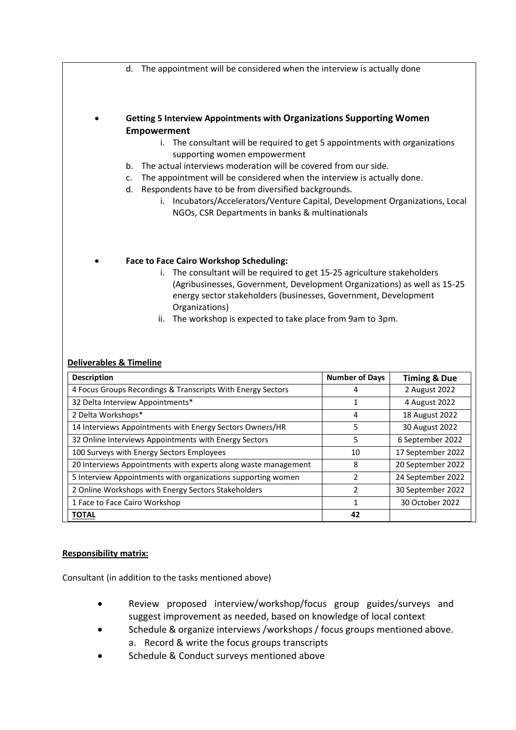d. The appointment will be considered when the interview is actually done

- **Getting 5 Interview Appointments with Organizations Supporting Women Empowerment**
  i. The consultant will be required to get 5 appointments with organizations supporting women empowerment
  b. The actual interviews moderation will be covered from our side.
  c. The appointment will be considered when the interview is actually done.
  d. Respondents have to be from diversified backgrounds.
     i. Incubators/Accelerators/Venture Capital, Development Organizations, Local NGOs, CSR Departments in banks & multinationals

- **Face to Face Cairo Workshop Scheduling:**
  i. The consultant will be required to get 15-25 agriculture stakeholders (Agribusinesses, Government, Development Organizations) as well as 15-25 energy sector stakeholders (businesses, Government, Development Organizations)
  ii. The workshop is expected to take place from 9am to 3pm.

**Deliverables & Timeline**

| Description | Number of Days | Timing & Due |
|---|---|---|
| 4 Focus Groups Recordings & Transcripts With Energy Sectors | 4 | 2 August 2022 |
| 32 Delta Interview Appointments* | 1 | 4 August 2022 |
| 2 Delta Workshops* | 4 | 18 August 2022 |
| 14 Interviews Appointments with Energy Sectors Owners/HR | 5 | 30 August 2022 |
| 32 Online Interviews Appointments with Energy Sectors | 5 | 6 September 2022 |
| 100 Surveys with Energy Sectors Employees | 10 | 17 September 2022 |
| 20 Interviews Appointments with experts along waste management | 8 | 20 September 2022 |
| 5 Interview Appointments with organizations supporting women | 2 | 24 September 2022 |
| 2 Online Workshops with Energy Sectors Stakeholders | 2 | 30 September 2022 |
| 1 Face to Face Cairo Workshop | 1 | 30 October 2022 |
| **TOTAL** | **42** | |

**Responsibility matrix:**

Consultant (in addition to the tasks mentioned above)

- Review proposed interview/workshop/focus group guides/surveys and suggest improvement as needed, based on knowledge of local context
- Schedule & organize interviews /workshops / focus groups mentioned above.
  a. Record & write the focus groups transcripts
- Schedule & Conduct surveys mentioned above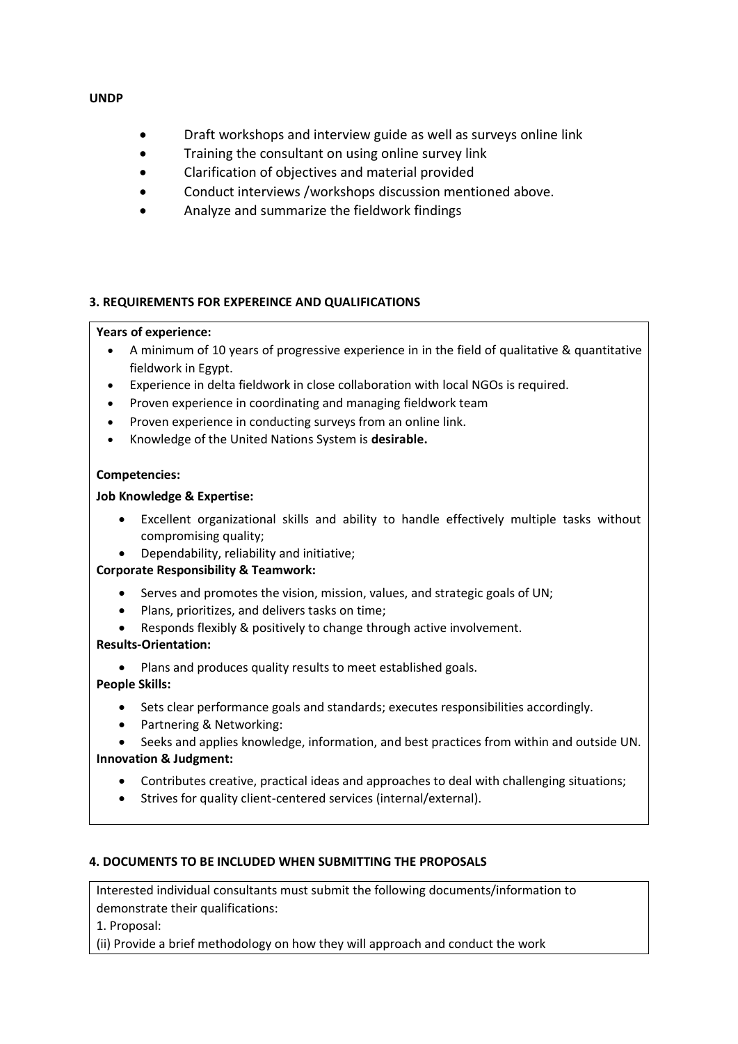**UNDP**

- Draft workshops and interview guide as well as surveys online link
- Training the consultant on using online survey link
- Clarification of objectives and material provided
- Conduct interviews /workshops discussion mentioned above.
- Analyze and summarize the fieldwork findings

### 3. REQUIREMENTS FOR EXPEREINCE AND QUALIFICATIONS

**Years of experience:**

- A minimum of 10 years of progressive experience in in the field of qualitative & quantitative fieldwork in Egypt.
- Experience in delta fieldwork in close collaboration with local NGOs is required.
- Proven experience in coordinating and managing fieldwork team
- Proven experience in conducting surveys from an online link.
- Knowledge of the United Nations System is **desirable.**

**Competencies:**

**Job Knowledge & Expertise:**

- Excellent organizational skills and ability to handle effectively multiple tasks without compromising quality;
- Dependability, reliability and initiative;

**Corporate Responsibility & Teamwork:**

- Serves and promotes the vision, mission, values, and strategic goals of UN;
- Plans, prioritizes, and delivers tasks on time;
- Responds flexibly & positively to change through active involvement.

**Results-Orientation:**

- Plans and produces quality results to meet established goals.

**People Skills:**

- Sets clear performance goals and standards; executes responsibilities accordingly.
- Partnering & Networking:
- Seeks and applies knowledge, information, and best practices from within and outside UN.

**Innovation & Judgment:**

- Contributes creative, practical ideas and approaches to deal with challenging situations;
- Strives for quality client-centered services (internal/external).

### 4. DOCUMENTS TO BE INCLUDED WHEN SUBMITTING THE PROPOSALS

Interested individual consultants must submit the following documents/information to demonstrate their qualifications:

1. Proposal:

(ii) Provide a brief methodology on how they will approach and conduct the work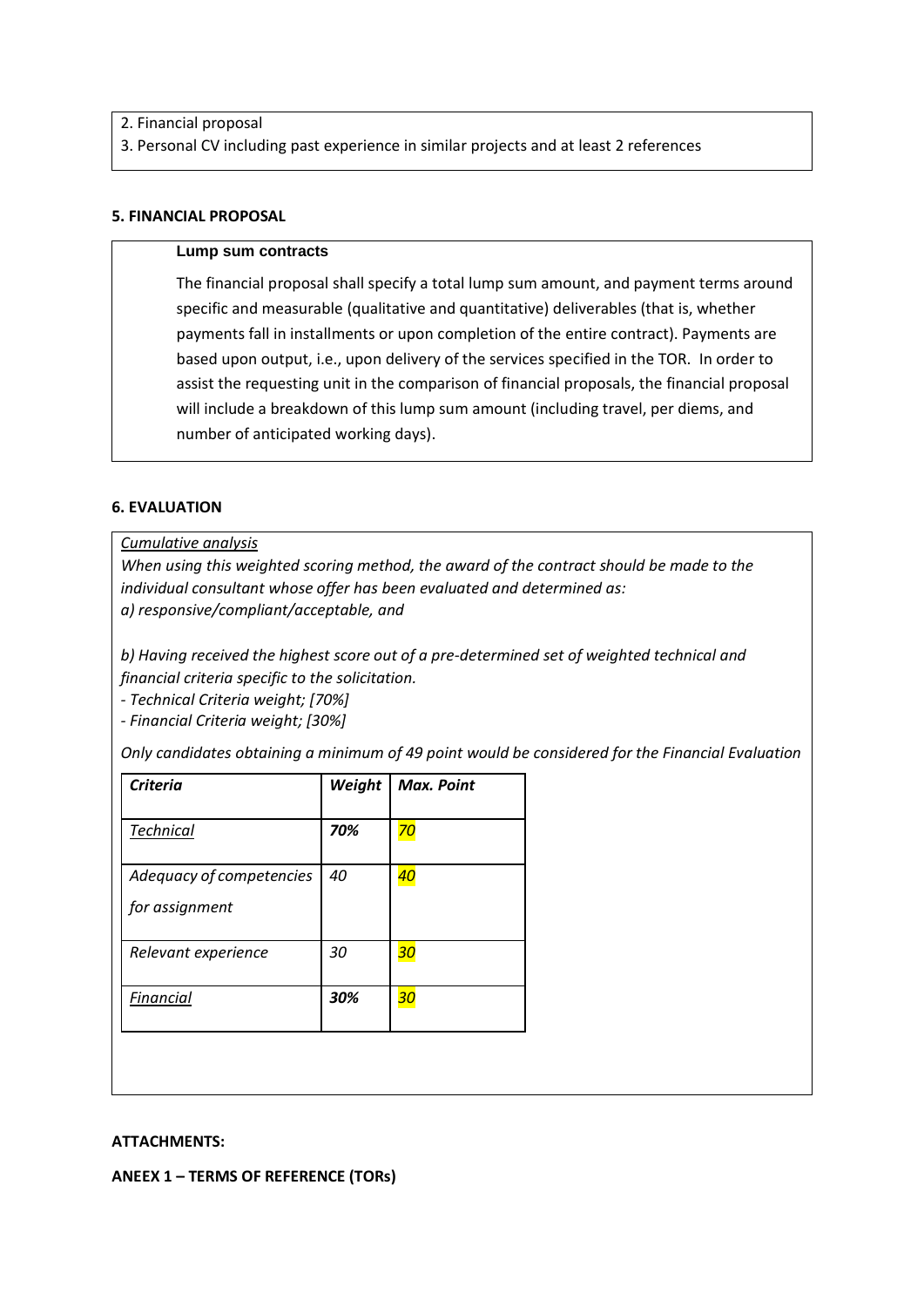2. Financial proposal
3. Personal CV including past experience in similar projects and at least 2 references

**5. FINANCIAL PROPOSAL**

**Lump sum contracts**

The financial proposal shall specify a total lump sum amount, and payment terms around specific and measurable (qualitative and quantitative) deliverables (that is, whether payments fall in installments or upon completion of the entire contract). Payments are based upon output, i.e., upon delivery of the services specified in the TOR. In order to assist the requesting unit in the comparison of financial proposals, the financial proposal will include a breakdown of this lump sum amount (including travel, per diems, and number of anticipated working days).

**6. EVALUATION**

*Cumulative analysis*

*When using this weighted scoring method, the award of the contract should be made to the individual consultant whose offer has been evaluated and determined as:*

*a) responsive/compliant/acceptable, and*

*b) Having received the highest score out of a pre-determined set of weighted technical and financial criteria specific to the solicitation.*

*- Technical Criteria weight; [70%]*

*- Financial Criteria weight; [30%]*

*Only candidates obtaining a minimum of 49 point would be considered for the Financial Evaluation*

| ***Criteria*** | ***Weight*** | ***Max. Point*** |
|---|---|---|
| *Technical* | ***70%*** | *70* |
| *Adequacy of competencies for assignment* | *40* | *40* |
| *Relevant experience* | *30* | *30* |
| *Financial* | ***30%*** | *30* |

**ATTACHMENTS:**

**ANEEX 1 – TERMS OF REFERENCE (TORs)**